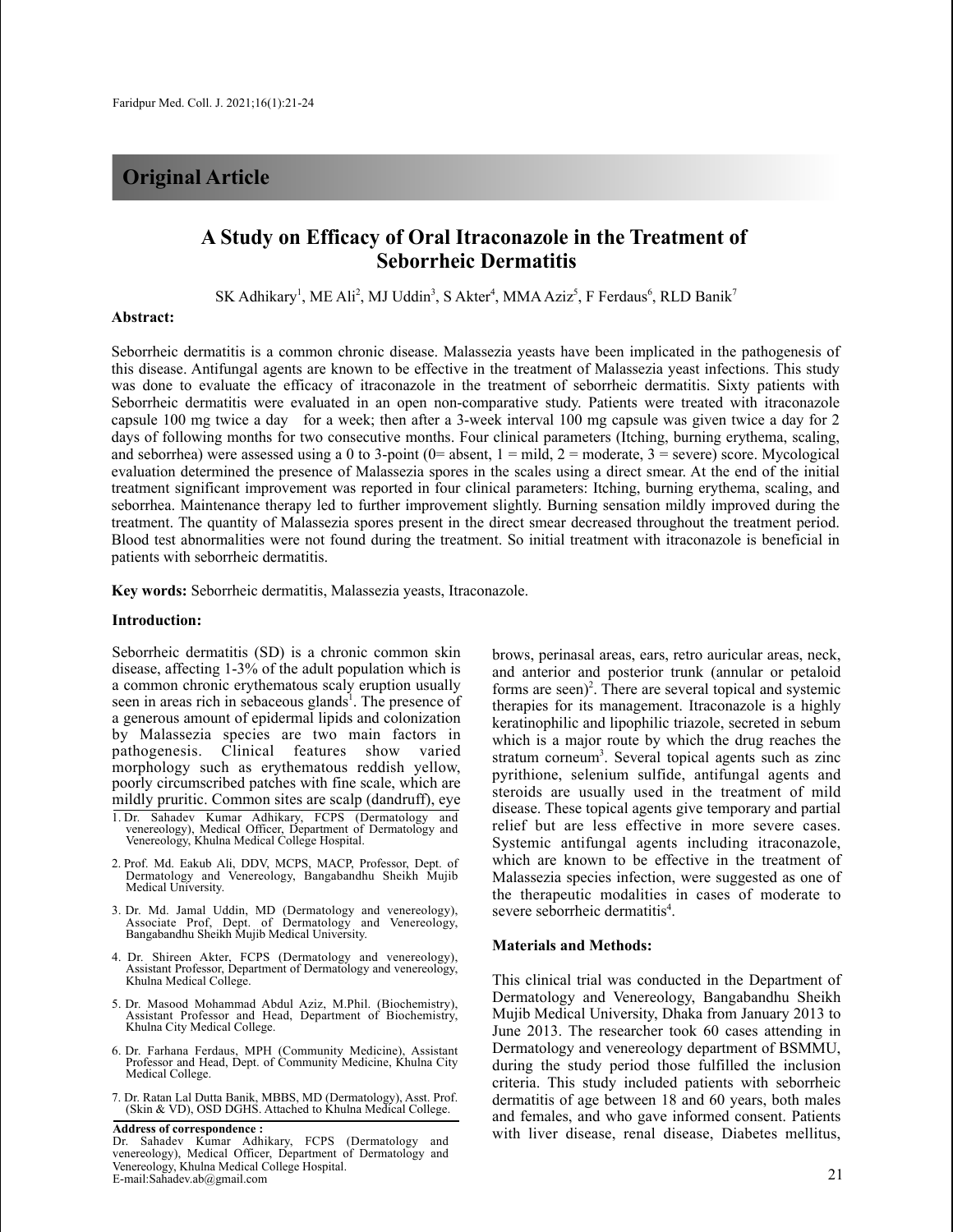## Original Article

# A Study on Efficacy of Oral Itraconazole in the Treatment of Seborrheic Dermatitis

SK Adhikary[1], ME Ali[2], MJ Uddin[3], S Akter[4], MMA Aziz[5], F Ferdaus[6], RLD Banik[7]

**Abstract:**

Seborrheic dermatitis is a common chronic disease. Malassezia yeasts have been implicated in the pathogenesis of this disease. Antifungal agents are known to be effective in the treatment of Malassezia yeast infections. This study was done to evaluate the efficacy of itraconazole in the treatment of seborrheic dermatitis. Sixty patients with Seborrheic dermatitis were evaluated in an open non-comparative study. Patients were treated with itraconazole capsule 100 mg twice a day for a week; then after a 3-week interval 100 mg capsule was given twice a day for 2 days of following months for two consecutive months. Four clinical parameters (Itching, burning erythema, scaling, and seborrhea) were assessed using a 0 to 3-point (0= absent, 1 = mild, 2 = moderate, 3 = severe) score. Mycological evaluation determined the presence of Malassezia spores in the scales using a direct smear. At the end of the initial treatment significant improvement was reported in four clinical parameters: Itching, burning erythema, scaling, and seborrhea. Maintenance therapy led to further improvement slightly. Burning sensation mildly improved during the treatment. The quantity of Malassezia spores present in the direct smear decreased throughout the treatment period. Blood test abnormalities were not found during the treatment. So initial treatment with itraconazole is beneficial in patients with seborrheic dermatitis.

**Key words:** Seborrheic dermatitis, Malassezia yeasts, Itraconazole.

**Introduction:**

Seborrheic dermatitis (SD) is a chronic common skin disease, affecting 1-3% of the adult population which is a common chronic erythematous scaly eruption usually seen in areas rich in sebaceous glands[1]. The presence of a generous amount of epidermal lipids and colonization by Malassezia species are two main factors in pathogenesis. Clinical features show varied morphology such as erythematous reddish yellow, poorly circumscribed patches with fine scale, which are mildly pruritic. Common sites are scalp (dandruff), eye brows, perinasal areas, ears, retro auricular areas, neck, and anterior and posterior trunk (annular or petaloid forms are seen)[2]. There are several topical and systemic therapies for its management. Itraconazole is a highly keratinophilic and lipophilic triazole, secreted in sebum which is a major route by which the drug reaches the stratum corneum[3]. Several topical agents such as zinc pyrithione, selenium sulfide, antifungal agents and steroids are usually used in the treatment of mild disease. These topical agents give temporary and partial relief but are less effective in more severe cases. Systemic antifungal agents including itraconazole, which are known to be effective in the treatment of Malassezia species infection, were suggested as one of the therapeutic modalities in cases of moderate to severe seborrheic dermatitis[4].

**Materials and Methods:**

This clinical trial was conducted in the Department of Dermatology and Venereology, Bangabandhu Sheikh Mujib Medical University, Dhaka from January 2013 to June 2013. The researcher took 60 cases attending in Dermatology and venereology department of BSMMU, during the study period those fulfilled the inclusion criteria. This study included patients with seborrheic dermatitis of age between 18 and 60 years, both males and females, and who gave informed consent. Patients with liver disease, renal disease, Diabetes mellitus,

1. Dr. Sahadev Kumar Adhikary, FCPS (Dermatology and venereology), Medical Officer, Department of Dermatology and Venereology, Khulna Medical College Hospital.
2. Prof. Md. Eakub Ali, DDV, MCPS, MACP, Professor, Dept. of Dermatology and Venereology, Bangabandhu Sheikh Mujib Medical University.
3. Dr. Md. Jamal Uddin, MD (Dermatology and venereology), Associate Prof, Dept. of Dermatology and Venereology, Bangabandhu Sheikh Mujib Medical University.
4. Dr. Shireen Akter, FCPS (Dermatology and venereology), Assistant Professor, Department of Dermatology and venereology, Khulna Medical College.
5. Dr. Masood Mohammad Abdul Aziz, M.Phil. (Biochemistry), Assistant Professor and Head, Department of Biochemistry, Khulna City Medical College.
6. Dr. Farhana Ferdaus, MPH (Community Medicine), Assistant Professor and Head, Dept. of Community Medicine, Khulna City Medical College.
7. Dr. Ratan Lal Dutta Banik, MBBS, MD (Dermatology), Asst. Prof. (Skin & VD), OSD DGHS. Attached to Khulna Medical College.

**Address of correspondence :**
Dr. Sahadev Kumar Adhikary, FCPS (Dermatology and venereology), Medical Officer, Department of Dermatology and Venereology, Khulna Medical College Hospital.
E-mail:Sahadev.ab@gmail.com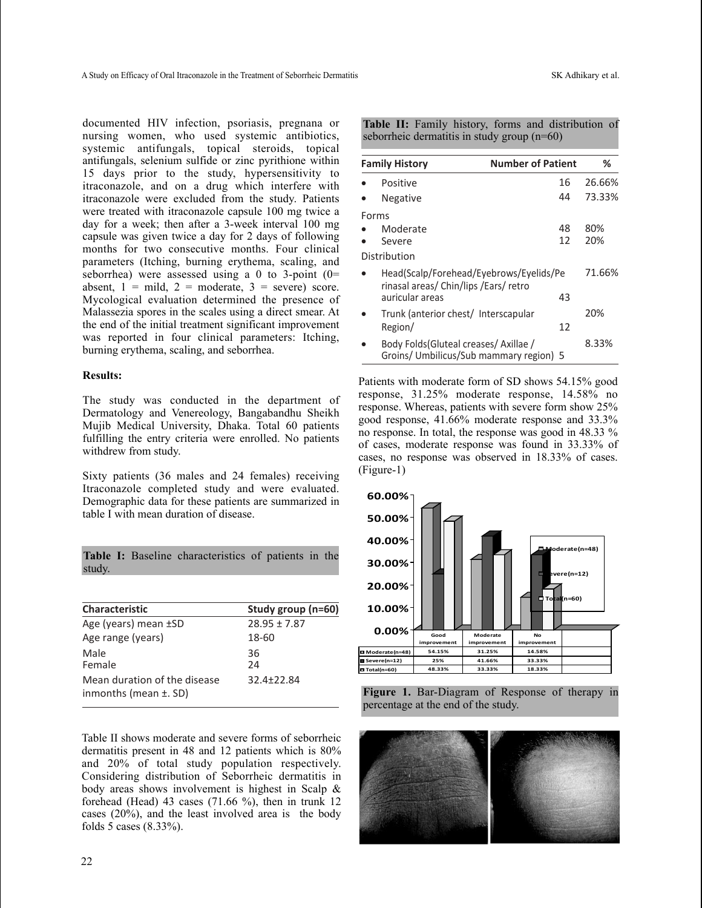documented HIV infection, psoriasis, pregnana or nursing women, who used systemic antibiotics, systemic antifungals, topical steroids, topical antifungals, selenium sulfide or zinc pyrithione within 15 days prior to the study, hypersensitivity to itraconazole, and on a drug which interfere with itraconazole were excluded from the study. Patients were treated with itraconazole capsule 100 mg twice a day for a week; then after a 3-week interval 100 mg capsule was given twice a day for 2 days of following months for two consecutive months. Four clinical parameters (Itching, burning erythema, scaling, and seborrhea) were assessed using a 0 to 3-point (0= absent, 1 = mild, 2 = moderate, 3 = severe) score. Mycological evaluation determined the presence of Malassezia spores in the scales using a direct smear. At the end of the initial treatment significant improvement was reported in four clinical parameters: Itching, burning erythema, scaling, and seborrhea.

**Results:**

The study was conducted in the department of Dermatology and Venereology, Bangabandhu Sheikh Mujib Medical University, Dhaka. Total 60 patients fulfilling the entry criteria were enrolled. No patients withdrew from study.

Sixty patients (36 males and 24 females) receiving Itraconazole completed study and were evaluated. Demographic data for these patients are summarized in table I with mean duration of disease.

**Table I:** Baseline characteristics of patients in the study.

| Characteristic | Study group (n=60) |
|---|---|
| Age (years) mean ±SD | 28.95 ± 7.87 |
| Age range (years) | 18-60 |
| Male | 36 |
| Female | 24 |
| Mean duration of the disease inmonths (mean ±. SD) | 32.4±22.84 |

Table II shows moderate and severe forms of seborrheic dermatitis present in 48 and 12 patients which is 80% and 20% of total study population respectively. Considering distribution of Seborrheic dermatitis in body areas shows involvement is highest in Scalp & forehead (Head) 43 cases (71.66 %), then in trunk 12 cases (20%), and the least involved area is the body folds 5 cases (8.33%).

**Table II:** Family history, forms and distribution of seborrheic dermatitis in study group (n=60)

| Family History | Number of Patient | % |
|---|---|---|
| • Positive | 16 | 26.66% |
| • Negative | 44 | 73.33% |
| Forms | | |
| • Moderate | 48 | 80% |
| • Severe | 12 | 20% |
| Distribution | | |
| • Head(Scalp/Forehead/Eyebrows/Eyelids/Perinasal areas/ Chin/lips /Ears/ retro auricular areas | 43 | 71.66% |
| • Trunk (anterior chest/ Interscapular Region/ | 12 | 20% |
| • Body Folds(Gluteal creases/ Axillae / Groins/ Umbilicus/Sub mammary region) | 5 | 8.33% |

Patients with moderate form of SD shows 54.15% good response, 31.25% moderate response, 14.58% no response. Whereas, patients with severe form show 25% good response, 41.66% moderate response and 33.3% no response. In total, the response was good in 48.33 % of cases, moderate response was found in 33.33% of cases, no response was observed in 18.33% of cases. (Figure-1)

| | Good improvement | Moderate improvement | No improvement |
|---|---|---|---|
| Moderate(n=48) | 54.15% | 31.25% | 14.58% |
| Severe(n=12) | 25% | 41.66% | 33.33% |
| Total(n=60) | 48.33% | 33.33% | 18.33% |

**Figure 1.** Bar-Diagram of Response of therapy in percentage at the end of the study.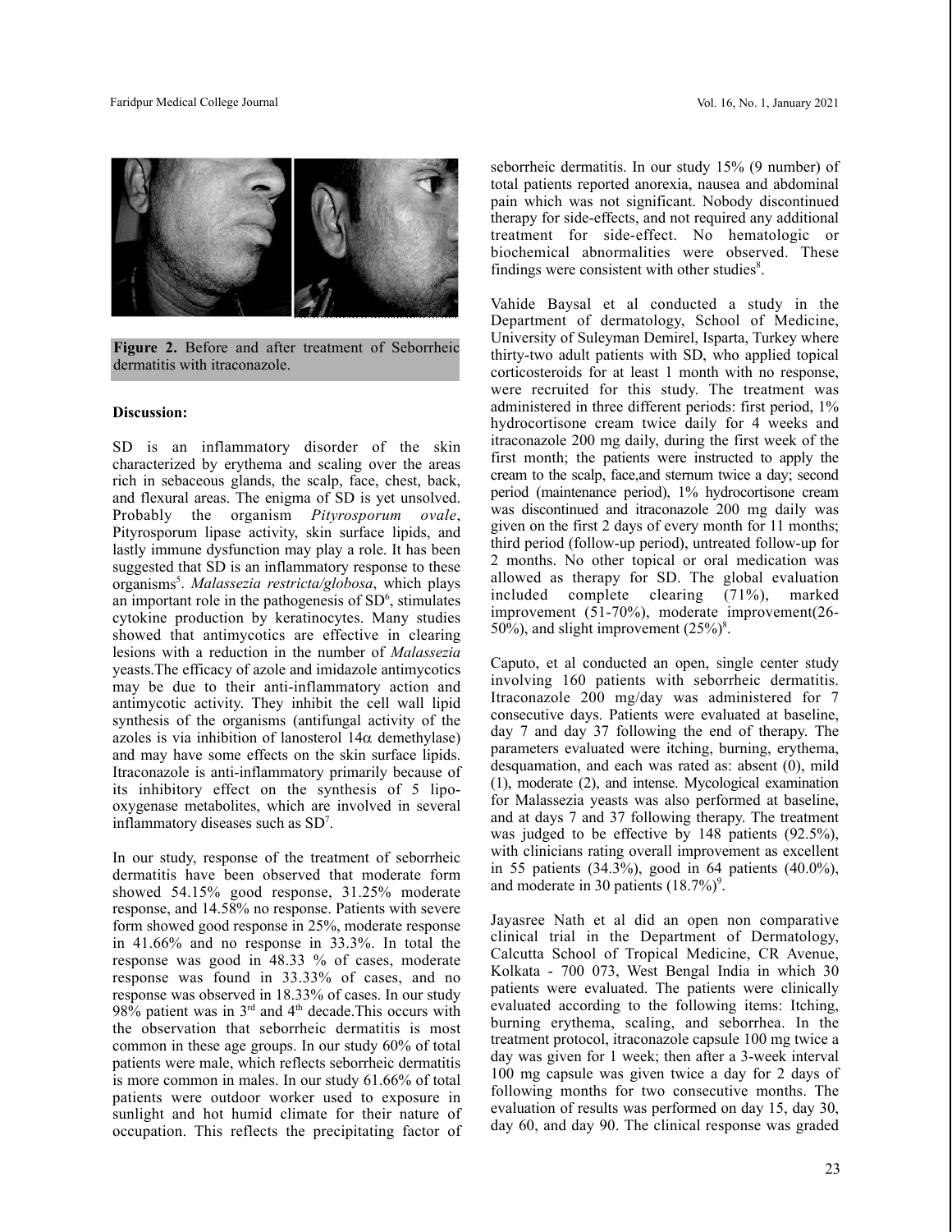Figure 2. Before and after treatment of Seborrheic dermatitis with itraconazole.

**Discussion:**

SD is an inflammatory disorder of the skin characterized by erythema and scaling over the areas rich in sebaceous glands, the scalp, face, chest, back, and flexural areas. The enigma of SD is yet unsolved. Probably the organism *Pityrosporum ovale*, Pityrosporum lipase activity, skin surface lipids, and lastly immune dysfunction may play a role. It has been suggested that SD is an inflammatory response to these organisms[5]. *Malassezia restricta/globosa*, which plays an important role in the pathogenesis of SD[6], stimulates cytokine production by keratinocytes. Many studies showed that antimycotics are effective in clearing lesions with a reduction in the number of *Malassezia* yeasts.The efficacy of azole and imidazole antimycotics may be due to their anti-inflammatory action and antimycotic activity. They inhibit the cell wall lipid synthesis of the organisms (antifungal activity of the azoles is via inhibition of lanosterol 14$\alpha$ demethylase) and may have some effects on the skin surface lipids. Itraconazole is anti-inflammatory primarily because of its inhibitory effect on the synthesis of 5 lipo-oxygenase metabolites, which are involved in several inflammatory diseases such as SD[7].

In our study, response of the treatment of seborrheic dermatitis have been observed that moderate form showed 54.15% good response, 31.25% moderate response, and 14.58% no response. Patients with severe form showed good response in 25%, moderate response in 41.66% and no response in 33.3%. In total the response was good in 48.33 % of cases, moderate response was found in 33.33% of cases, and no response was observed in 18.33% of cases. In our study 98% patient was in 3rd and 4th decade.This occurs with the observation that seborrheic dermatitis is most common in these age groups. In our study 60% of total patients were male, which reflects seborrheic dermatitis is more common in males. In our study 61.66% of total patients were outdoor worker used to exposure in sunlight and hot humid climate for their nature of occupation. This reflects the precipitating factor of seborrheic dermatitis. In our study 15% (9 number) of total patients reported anorexia, nausea and abdominal pain which was not significant. Nobody discontinued therapy for side-effects, and not required any additional treatment for side-effect. No hematologic or biochemical abnormalities were observed. These findings were consistent with other studies[8].

Vahide Baysal et al conducted a study in the Department of dermatology, School of Medicine, University of Suleyman Demirel, Isparta, Turkey where thirty-two adult patients with SD, who applied topical corticosteroids for at least 1 month with no response, were recruited for this study. The treatment was administered in three different periods: first period, 1% hydrocortisone cream twice daily for 4 weeks and itraconazole 200 mg daily, during the first week of the first month; the patients were instructed to apply the cream to the scalp, face,and sternum twice a day; second period (maintenance period), 1% hydrocortisone cream was discontinued and itraconazole 200 mg daily was given on the first 2 days of every month for 11 months; third period (follow-up period), untreated follow-up for 2 months. No other topical or oral medication was allowed as therapy for SD. The global evaluation included complete clearing (71%), marked improvement (51-70%), moderate improvement(26-50%), and slight improvement (25%)[8].

Caputo, et al conducted an open, single center study involving 160 patients with seborrheic dermatitis. Itraconazole 200 mg/day was administered for 7 consecutive days. Patients were evaluated at baseline, day 7 and day 37 following the end of therapy. The parameters evaluated were itching, burning, erythema, desquamation, and each was rated as: absent (0), mild (1), moderate (2), and intense. Mycological examination for Malassezia yeasts was also performed at baseline, and at days 7 and 37 following therapy. The treatment was judged to be effective by 148 patients (92.5%), with clinicians rating overall improvement as excellent in 55 patients (34.3%), good in 64 patients (40.0%), and moderate in 30 patients (18.7%)[9].

Jayasree Nath et al did an open non comparative clinical trial in the Department of Dermatology, Calcutta School of Tropical Medicine, CR Avenue, Kolkata - 700 073, West Bengal India in which 30 patients were evaluated. The patients were clinically evaluated according to the following items: Itching, burning erythema, scaling, and seborrhea. In the treatment protocol, itraconazole capsule 100 mg twice a day was given for 1 week; then after a 3-week interval 100 mg capsule was given twice a day for 2 days of following months for two consecutive months. The evaluation of results was performed on day 15, day 30, day 60, and day 90. The clinical response was graded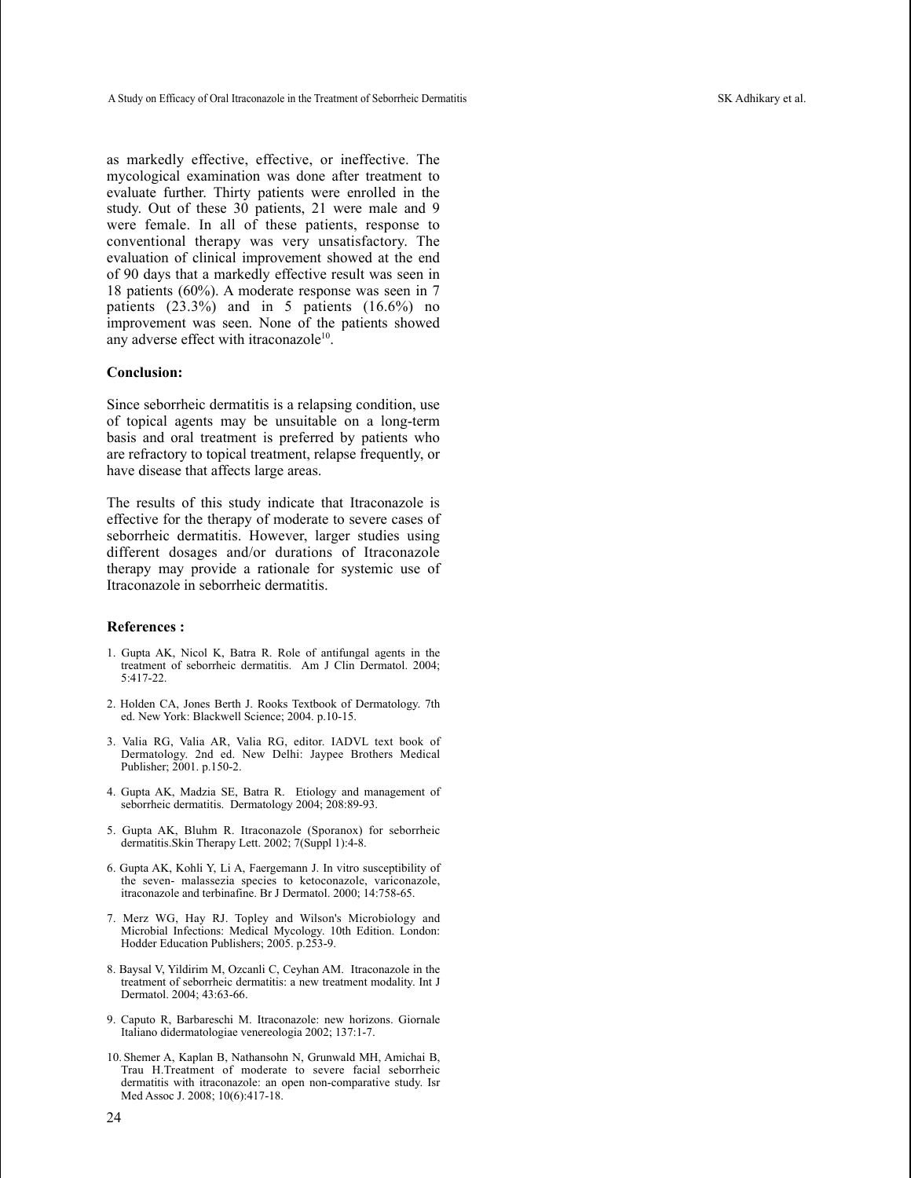as markedly effective, effective, or ineffective. The mycological examination was done after treatment to evaluate further. Thirty patients were enrolled in the study. Out of these 30 patients, 21 were male and 9 were female. In all of these patients, response to conventional therapy was very unsatisfactory. The evaluation of clinical improvement showed at the end of 90 days that a markedly effective result was seen in 18 patients (60%). A moderate response was seen in 7 patients (23.3%) and in 5 patients (16.6%) no improvement was seen. None of the patients showed any adverse effect with itraconazole[10].

**Conclusion:**

Since seborrheic dermatitis is a relapsing condition, use of topical agents may be unsuitable on a long-term basis and oral treatment is preferred by patients who are refractory to topical treatment, relapse frequently, or have disease that affects large areas.

The results of this study indicate that Itraconazole is effective for the therapy of moderate to severe cases of seborrheic dermatitis. However, larger studies using different dosages and/or durations of Itraconazole therapy may provide a rationale for systemic use of Itraconazole in seborrheic dermatitis.

**References :**

1. Gupta AK, Nicol K, Batra R. Role of antifungal agents in the treatment of seborrheic dermatitis. Am J Clin Dermatol. 2004; 5:417-22.
2. Holden CA, Jones Berth J. Rooks Textbook of Dermatology. 7th ed. New York: Blackwell Science; 2004. p.10-15.
3. Valia RG, Valia AR, Valia RG, editor. IADVL text book of Dermatology. 2nd ed. New Delhi: Jaypee Brothers Medical Publisher; 2001. p.150-2.
4. Gupta AK, Madzia SE, Batra R. Etiology and management of seborrheic dermatitis. Dermatology 2004; 208:89-93.
5. Gupta AK, Bluhm R. Itraconazole (Sporanox) for seborrheic dermatitis.Skin Therapy Lett. 2002; 7(Suppl 1):4-8.
6. Gupta AK, Kohli Y, Li A, Faergemann J. In vitro susceptibility of the seven- malassezia species to ketoconazole, variconazole, itraconazole and terbinafine. Br J Dermatol. 2000; 14:758-65.
7. Merz WG, Hay RJ. Topley and Wilson's Microbiology and Microbial Infections: Medical Mycology. 10th Edition. London: Hodder Education Publishers; 2005. p.253-9.
8. Baysal V, Yildirim M, Ozcanli C, Ceyhan AM. Itraconazole in the treatment of seborrheic dermatitis: a new treatment modality. Int J Dermatol. 2004; 43:63-66.
9. Caputo R, Barbareschi M. Itraconazole: new horizons. Giornale Italiano didermatologiae venereologia 2002; 137:1-7.
10. Shemer A, Kaplan B, Nathansohn N, Grunwald MH, Amichai B, Trau H.Treatment of moderate to severe facial seborrheic dermatitis with itraconazole: an open non-comparative study. Isr Med Assoc J. 2008; 10(6):417-18.